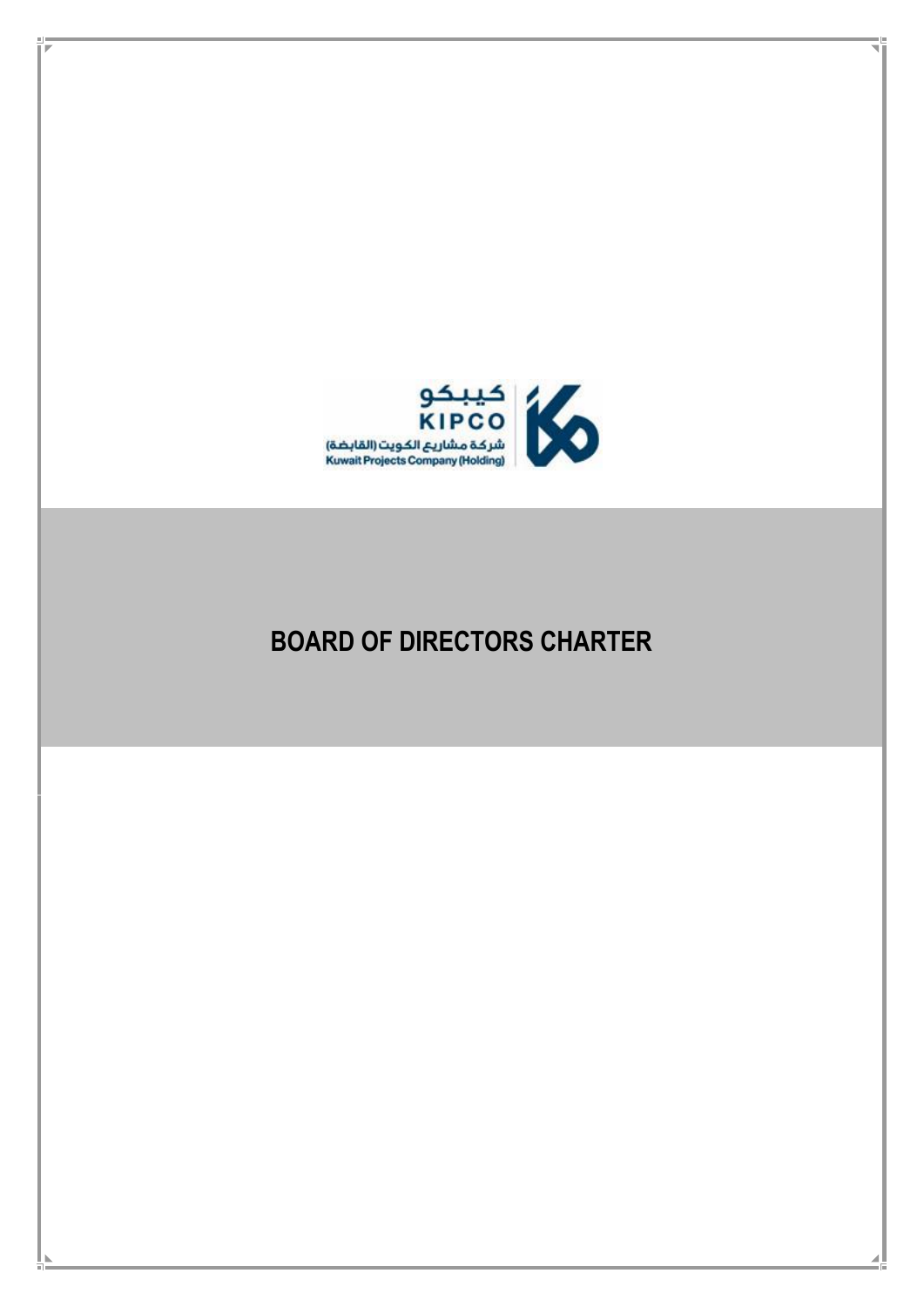كيبكو

KIPCO

شركة مشاريع الكويت (القابضة)

Kuwait Projects Company (Holding)

# BOARD OF DIRECTORS CHARTER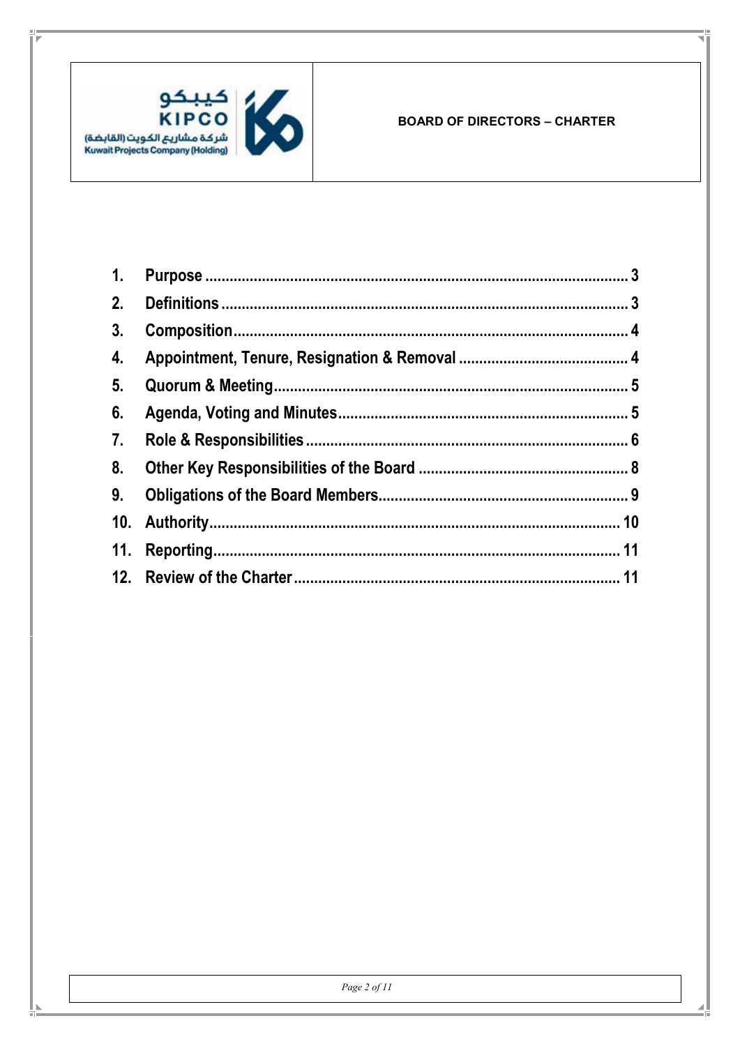| | |
|---|---|
| كيبكو KIPCO شركة مشاريع الكويت (القابضة) Kuwait Projects Company (Holding) | **BOARD OF DIRECTORS – CHARTER** |

1. **Purpose** .......... 3
2. **Definitions** .......... 3
3. **Composition** .......... 4
4. **Appointment, Tenure, Resignation & Removal** .......... 4
5. **Quorum & Meeting** .......... 5
6. **Agenda, Voting and Minutes** .......... 5
7. **Role & Responsibilities** .......... 6
8. **Other Key Responsibilities of the Board** .......... 8
9. **Obligations of the Board Members** .......... 9
10. **Authority** .......... 10
11. **Reporting** .......... 11
12. **Review of the Charter** .......... 11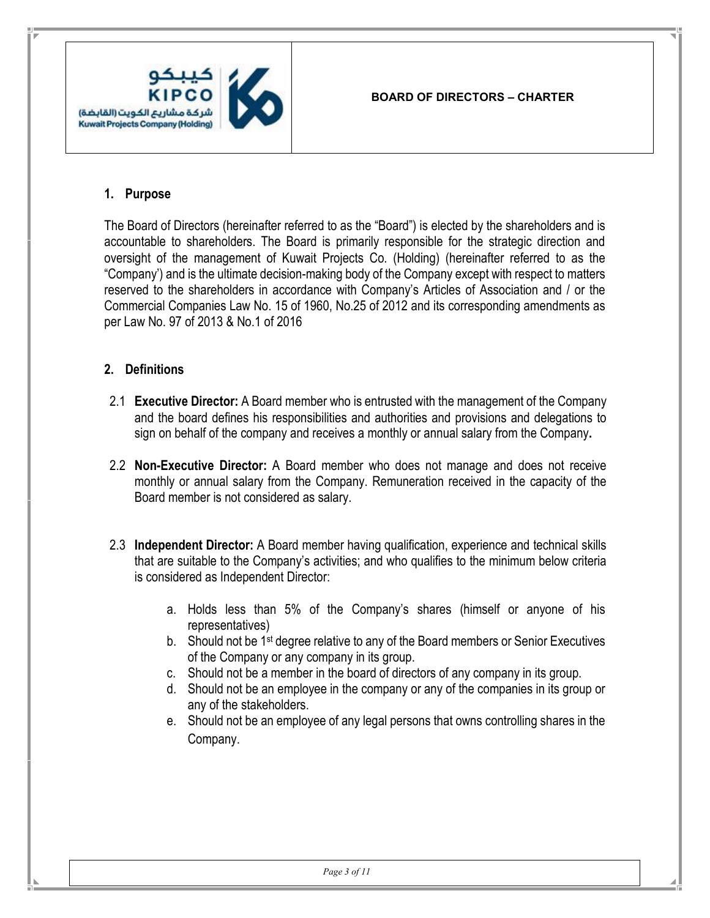## 1. Purpose

The Board of Directors (hereinafter referred to as the "Board") is elected by the shareholders and is accountable to shareholders. The Board is primarily responsible for the strategic direction and oversight of the management of Kuwait Projects Co. (Holding) (hereinafter referred to as the "Company') and is the ultimate decision-making body of the Company except with respect to matters reserved to the shareholders in accordance with Company's Articles of Association and / or the Commercial Companies Law No. 15 of 1960, No.25 of 2012 and its corresponding amendments as per Law No. 97 of 2013 & No.1 of 2016

## 2. Definitions

2.1 **Executive Director:** A Board member who is entrusted with the management of the Company and the board defines his responsibilities and authorities and provisions and delegations to sign on behalf of the company and receives a monthly or annual salary from the Company**.**

2.2 **Non-Executive Director:** A Board member who does not manage and does not receive monthly or annual salary from the Company. Remuneration received in the capacity of the Board member is not considered as salary.

2.3 **Independent Director:** A Board member having qualification, experience and technical skills that are suitable to the Company's activities; and who qualifies to the minimum below criteria is considered as Independent Director:

a. Holds less than 5% of the Company's shares (himself or anyone of his representatives)
b. Should not be 1st degree relative to any of the Board members or Senior Executives of the Company or any company in its group.
c. Should not be a member in the board of directors of any company in its group.
d. Should not be an employee in the company or any of the companies in its group or any of the stakeholders.
e. Should not be an employee of any legal persons that owns controlling shares in the Company.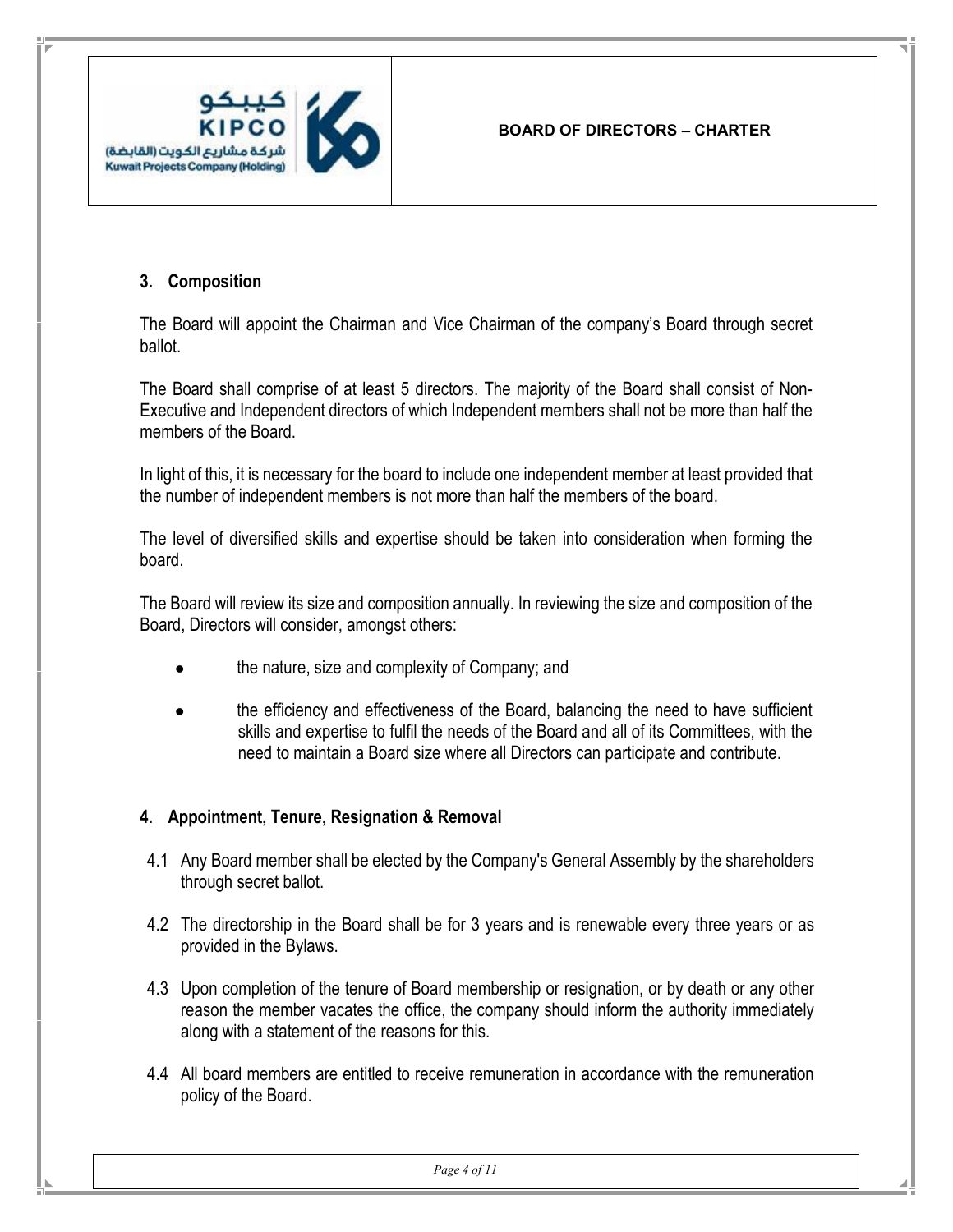## 3. Composition

The Board will appoint the Chairman and Vice Chairman of the company's Board through secret ballot.

The Board shall comprise of at least 5 directors. The majority of the Board shall consist of Non-Executive and Independent directors of which Independent members shall not be more than half the members of the Board.

In light of this, it is necessary for the board to include one independent member at least provided that the number of independent members is not more than half the members of the board.

The level of diversified skills and expertise should be taken into consideration when forming the board.

The Board will review its size and composition annually. In reviewing the size and composition of the Board, Directors will consider, amongst others:

- the nature, size and complexity of Company; and
- the efficiency and effectiveness of the Board, balancing the need to have sufficient skills and expertise to fulfil the needs of the Board and all of its Committees, with the need to maintain a Board size where all Directors can participate and contribute.

## 4. Appointment, Tenure, Resignation & Removal

4.1 Any Board member shall be elected by the Company's General Assembly by the shareholders through secret ballot.

4.2 The directorship in the Board shall be for 3 years and is renewable every three years or as provided in the Bylaws.

4.3 Upon completion of the tenure of Board membership or resignation, or by death or any other reason the member vacates the office, the company should inform the authority immediately along with a statement of the reasons for this.

4.4 All board members are entitled to receive remuneration in accordance with the remuneration policy of the Board.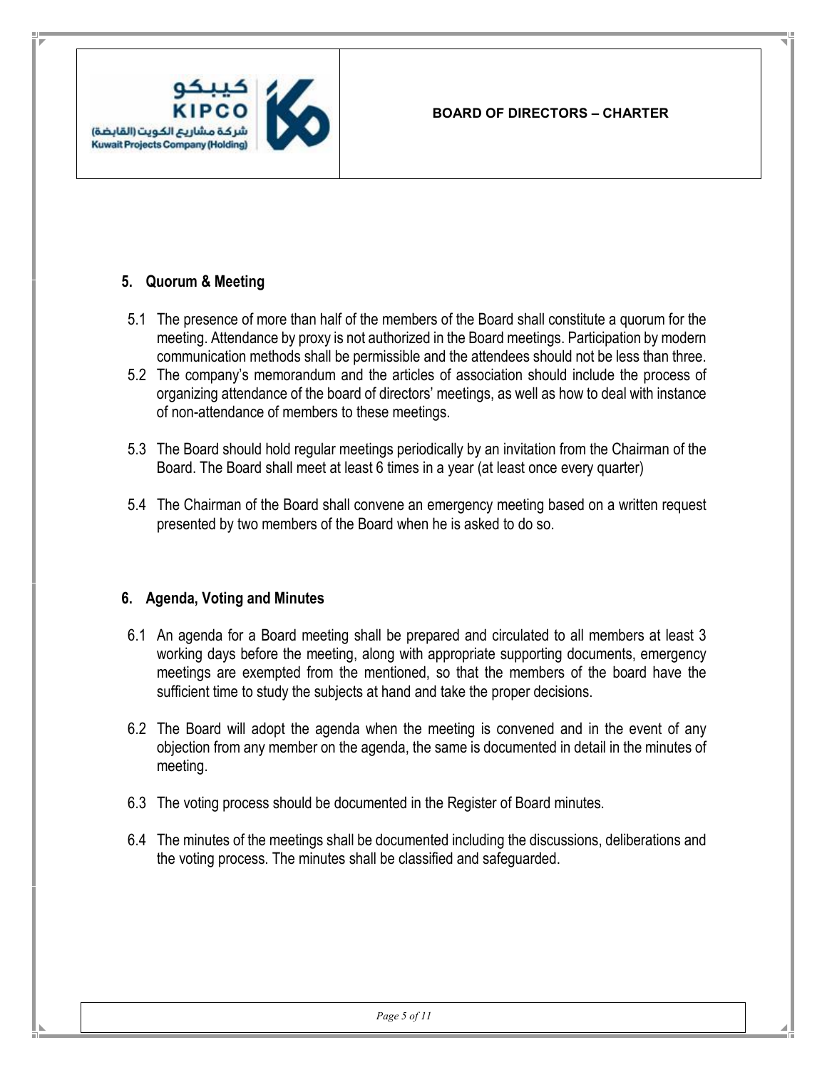## 5. Quorum & Meeting

5.1 The presence of more than half of the members of the Board shall constitute a quorum for the meeting. Attendance by proxy is not authorized in the Board meetings. Participation by modern communication methods shall be permissible and the attendees should not be less than three.

5.2 The company's memorandum and the articles of association should include the process of organizing attendance of the board of directors' meetings, as well as how to deal with instance of non-attendance of members to these meetings.

5.3 The Board should hold regular meetings periodically by an invitation from the Chairman of the Board. The Board shall meet at least 6 times in a year (at least once every quarter)

5.4 The Chairman of the Board shall convene an emergency meeting based on a written request presented by two members of the Board when he is asked to do so.

## 6. Agenda, Voting and Minutes

6.1 An agenda for a Board meeting shall be prepared and circulated to all members at least 3 working days before the meeting, along with appropriate supporting documents, emergency meetings are exempted from the mentioned, so that the members of the board have the sufficient time to study the subjects at hand and take the proper decisions.

6.2 The Board will adopt the agenda when the meeting is convened and in the event of any objection from any member on the agenda, the same is documented in detail in the minutes of meeting.

6.3 The voting process should be documented in the Register of Board minutes.

6.4 The minutes of the meetings shall be documented including the discussions, deliberations and the voting process. The minutes shall be classified and safeguarded.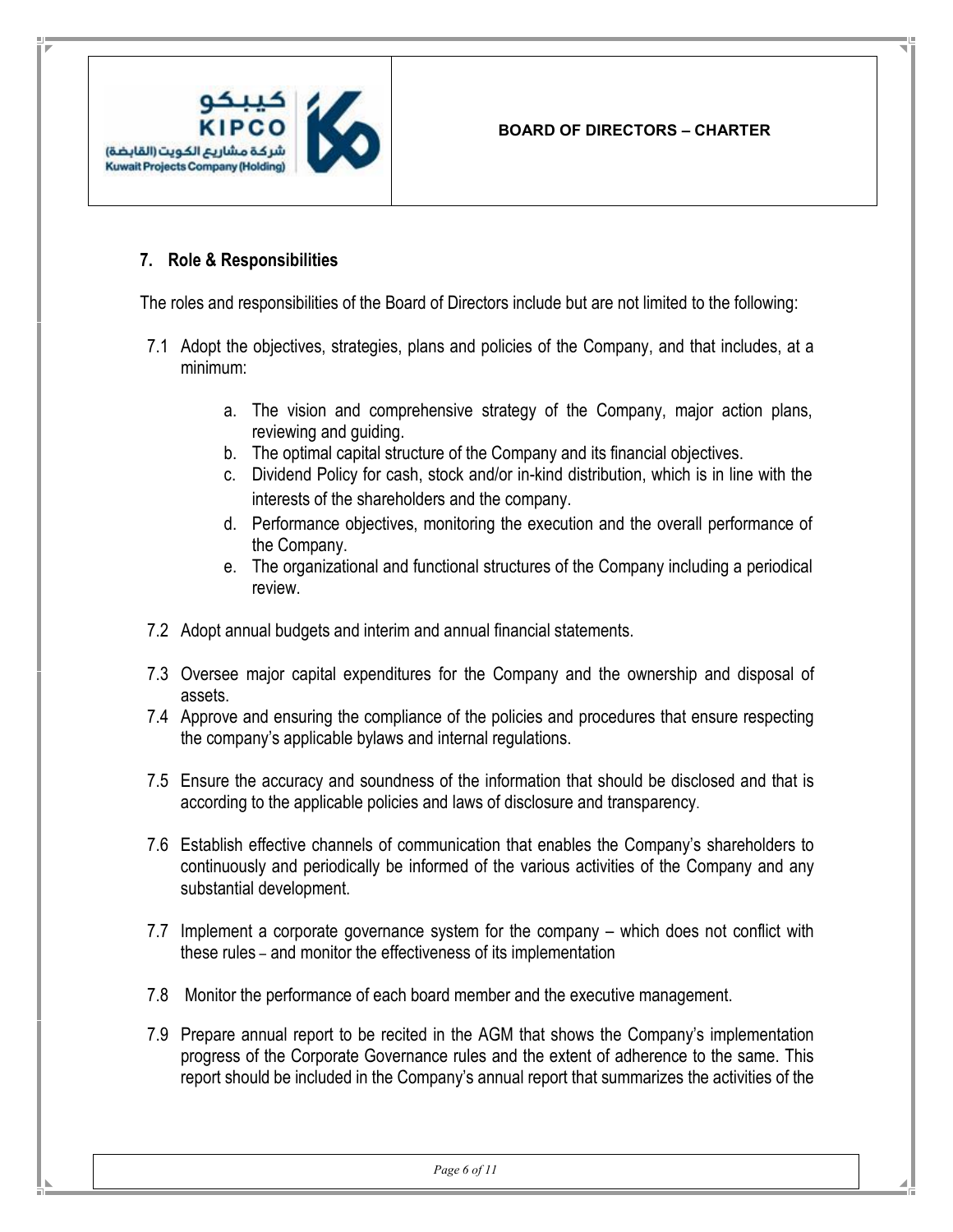## 7. Role & Responsibilities

The roles and responsibilities of the Board of Directors include but are not limited to the following:

7.1 Adopt the objectives, strategies, plans and policies of the Company, and that includes, at a minimum:

  a. The vision and comprehensive strategy of the Company, major action plans, reviewing and guiding.
  b. The optimal capital structure of the Company and its financial objectives.
  c. Dividend Policy for cash, stock and/or in-kind distribution, which is in line with the interests of the shareholders and the company.
  d. Performance objectives, monitoring the execution and the overall performance of the Company.
  e. The organizational and functional structures of the Company including a periodical review.

7.2 Adopt annual budgets and interim and annual financial statements.

7.3 Oversee major capital expenditures for the Company and the ownership and disposal of assets.

7.4 Approve and ensuring the compliance of the policies and procedures that ensure respecting the company's applicable bylaws and internal regulations.

7.5 Ensure the accuracy and soundness of the information that should be disclosed and that is according to the applicable policies and laws of disclosure and transparency.

7.6 Establish effective channels of communication that enables the Company's shareholders to continuously and periodically be informed of the various activities of the Company and any substantial development.

7.7 Implement a corporate governance system for the company – which does not conflict with these rules – and monitor the effectiveness of its implementation

7.8 Monitor the performance of each board member and the executive management.

7.9 Prepare annual report to be recited in the AGM that shows the Company's implementation progress of the Corporate Governance rules and the extent of adherence to the same. This report should be included in the Company's annual report that summarizes the activities of the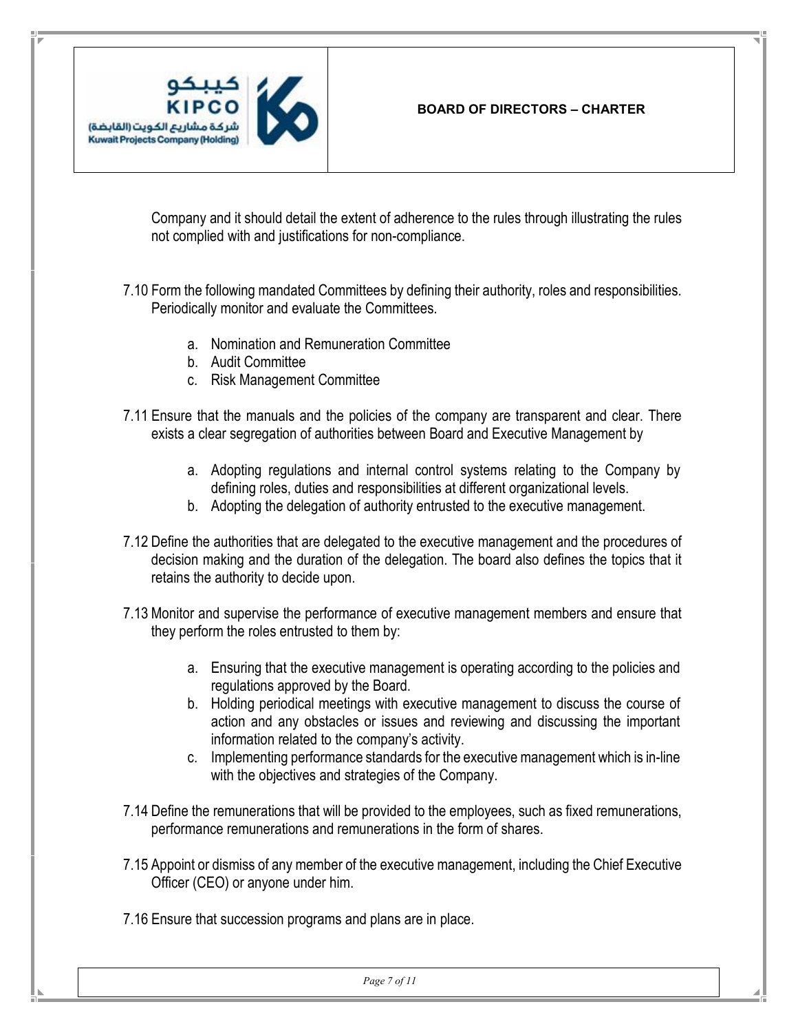Company and it should detail the extent of adherence to the rules through illustrating the rules not complied with and justifications for non-compliance.

7.10 Form the following mandated Committees by defining their authority, roles and responsibilities. Periodically monitor and evaluate the Committees.

a. Nomination and Remuneration Committee
b. Audit Committee
c. Risk Management Committee

7.11 Ensure that the manuals and the policies of the company are transparent and clear. There exists a clear segregation of authorities between Board and Executive Management by

a. Adopting regulations and internal control systems relating to the Company by defining roles, duties and responsibilities at different organizational levels.
b. Adopting the delegation of authority entrusted to the executive management.

7.12 Define the authorities that are delegated to the executive management and the procedures of decision making and the duration of the delegation. The board also defines the topics that it retains the authority to decide upon.

7.13 Monitor and supervise the performance of executive management members and ensure that they perform the roles entrusted to them by:

a. Ensuring that the executive management is operating according to the policies and regulations approved by the Board.
b. Holding periodical meetings with executive management to discuss the course of action and any obstacles or issues and reviewing and discussing the important information related to the company's activity.
c. Implementing performance standards for the executive management which is in-line with the objectives and strategies of the Company.

7.14 Define the remunerations that will be provided to the employees, such as fixed remunerations, performance remunerations and remunerations in the form of shares.

7.15 Appoint or dismiss of any member of the executive management, including the Chief Executive Officer (CEO) or anyone under him.

7.16 Ensure that succession programs and plans are in place.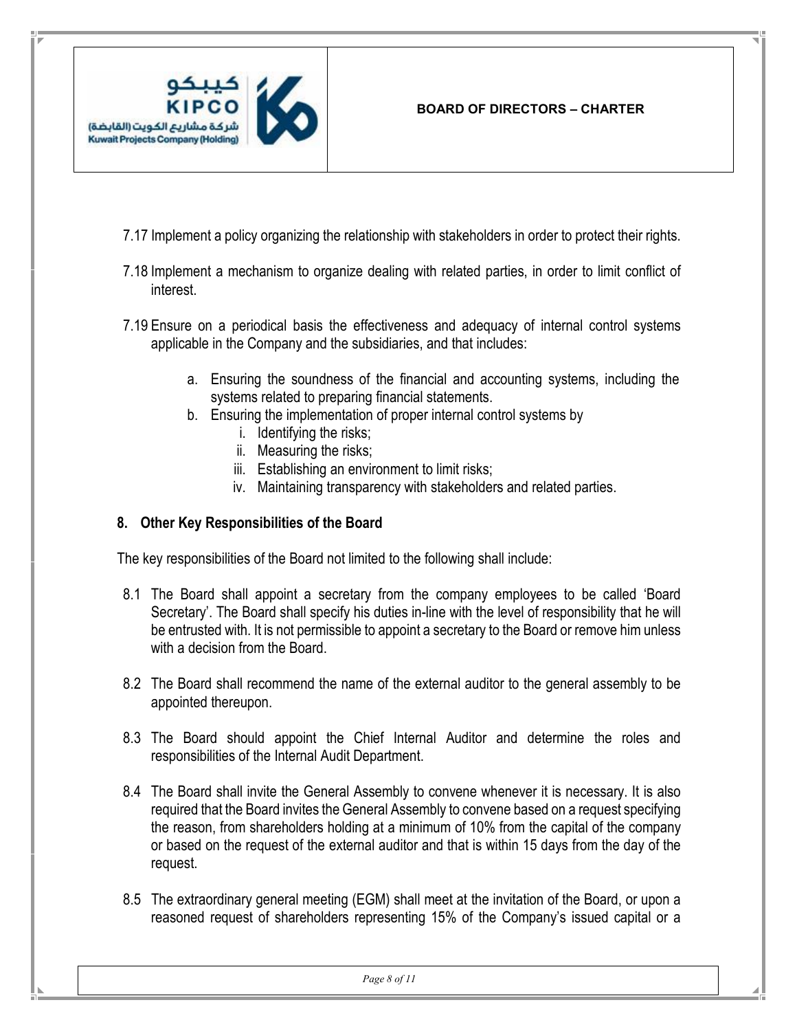7.17 Implement a policy organizing the relationship with stakeholders in order to protect their rights.

7.18 Implement a mechanism to organize dealing with related parties, in order to limit conflict of interest.

7.19 Ensure on a periodical basis the effectiveness and adequacy of internal control systems applicable in the Company and the subsidiaries, and that includes:

a. Ensuring the soundness of the financial and accounting systems, including the systems related to preparing financial statements.
b. Ensuring the implementation of proper internal control systems by
    i. Identifying the risks;
    ii. Measuring the risks;
    iii. Establishing an environment to limit risks;
    iv. Maintaining transparency with stakeholders and related parties.

## 8. Other Key Responsibilities of the Board

The key responsibilities of the Board not limited to the following shall include:

8.1 The Board shall appoint a secretary from the company employees to be called 'Board Secretary'. The Board shall specify his duties in-line with the level of responsibility that he will be entrusted with. It is not permissible to appoint a secretary to the Board or remove him unless with a decision from the Board.

8.2 The Board shall recommend the name of the external auditor to the general assembly to be appointed thereupon.

8.3 The Board should appoint the Chief Internal Auditor and determine the roles and responsibilities of the Internal Audit Department.

8.4 The Board shall invite the General Assembly to convene whenever it is necessary. It is also required that the Board invites the General Assembly to convene based on a request specifying the reason, from shareholders holding at a minimum of 10% from the capital of the company or based on the request of the external auditor and that is within 15 days from the day of the request.

8.5 The extraordinary general meeting (EGM) shall meet at the invitation of the Board, or upon a reasoned request of shareholders representing 15% of the Company's issued capital or a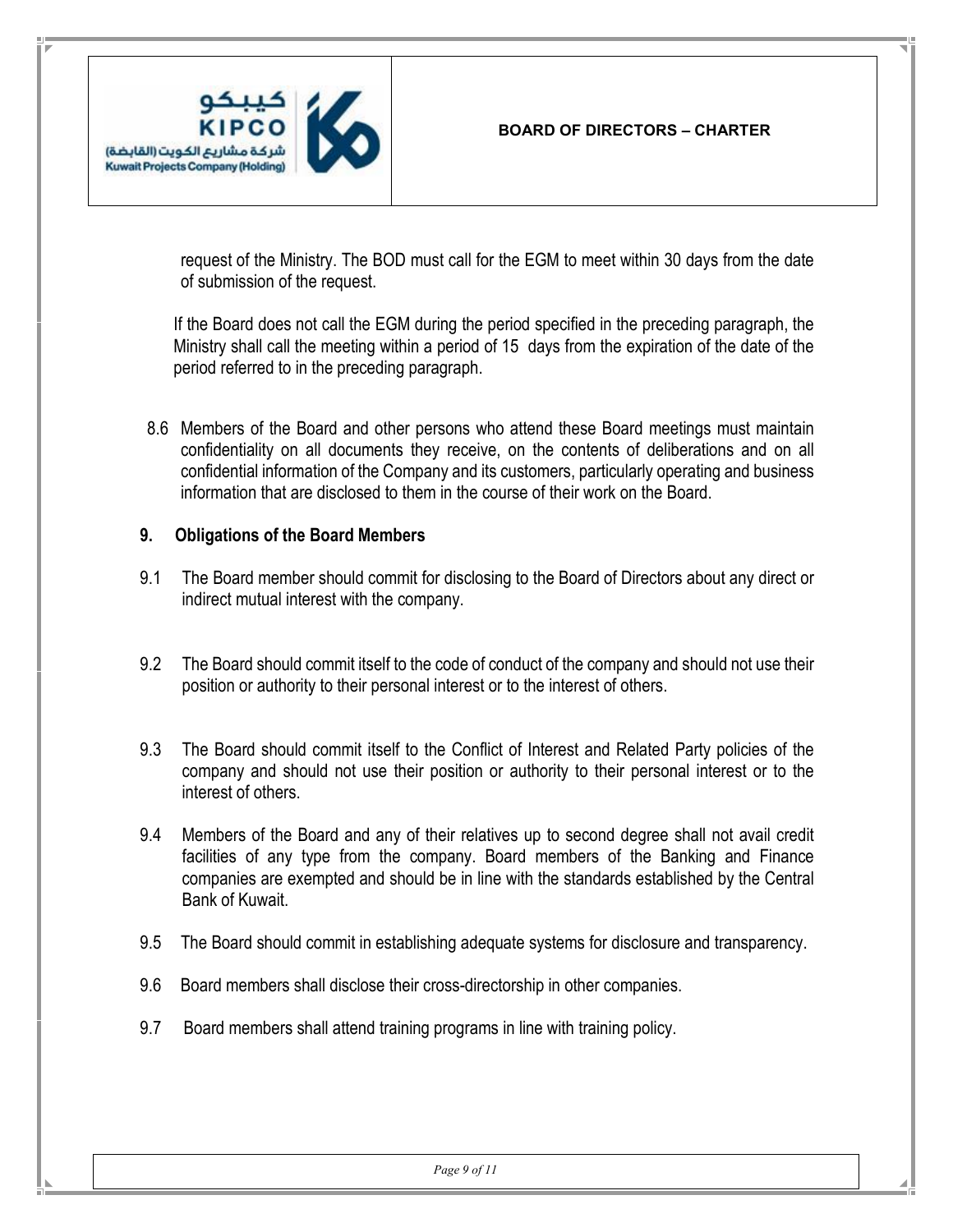request of the Ministry. The BOD must call for the EGM to meet within 30 days from the date of submission of the request.

If the Board does not call the EGM during the period specified in the preceding paragraph, the Ministry shall call the meeting within a period of 15 days from the expiration of the date of the period referred to in the preceding paragraph.

8.6 Members of the Board and other persons who attend these Board meetings must maintain confidentiality on all documents they receive, on the contents of deliberations and on all confidential information of the Company and its customers, particularly operating and business information that are disclosed to them in the course of their work on the Board.

## 9. Obligations of the Board Members

9.1 The Board member should commit for disclosing to the Board of Directors about any direct or indirect mutual interest with the company.

9.2 The Board should commit itself to the code of conduct of the company and should not use their position or authority to their personal interest or to the interest of others.

9.3 The Board should commit itself to the Conflict of Interest and Related Party policies of the company and should not use their position or authority to their personal interest or to the interest of others.

9.4 Members of the Board and any of their relatives up to second degree shall not avail credit facilities of any type from the company. Board members of the Banking and Finance companies are exempted and should be in line with the standards established by the Central Bank of Kuwait.

9.5 The Board should commit in establishing adequate systems for disclosure and transparency.

9.6 Board members shall disclose their cross-directorship in other companies.

9.7 Board members shall attend training programs in line with training policy.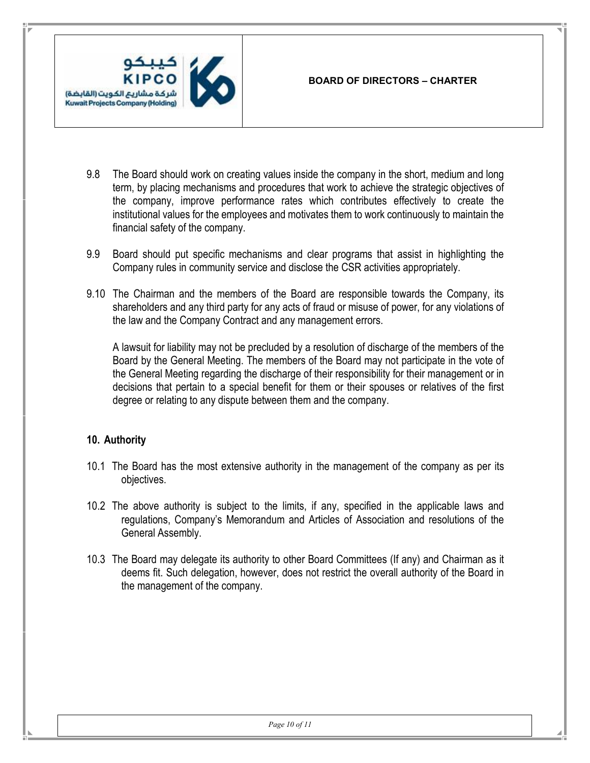9.8 The Board should work on creating values inside the company in the short, medium and long term, by placing mechanisms and procedures that work to achieve the strategic objectives of the company, improve performance rates which contributes effectively to create the institutional values for the employees and motivates them to work continuously to maintain the financial safety of the company.

9.9 Board should put specific mechanisms and clear programs that assist in highlighting the Company rules in community service and disclose the CSR activities appropriately.

9.10 The Chairman and the members of the Board are responsible towards the Company, its shareholders and any third party for any acts of fraud or misuse of power, for any violations of the law and the Company Contract and any management errors.

A lawsuit for liability may not be precluded by a resolution of discharge of the members of the Board by the General Meeting. The members of the Board may not participate in the vote of the General Meeting regarding the discharge of their responsibility for their management or in decisions that pertain to a special benefit for them or their spouses or relatives of the first degree or relating to any dispute between them and the company.

## 10. Authority

10.1 The Board has the most extensive authority in the management of the company as per its objectives.

10.2 The above authority is subject to the limits, if any, specified in the applicable laws and regulations, Company's Memorandum and Articles of Association and resolutions of the General Assembly.

10.3 The Board may delegate its authority to other Board Committees (If any) and Chairman as it deems fit. Such delegation, however, does not restrict the overall authority of the Board in the management of the company.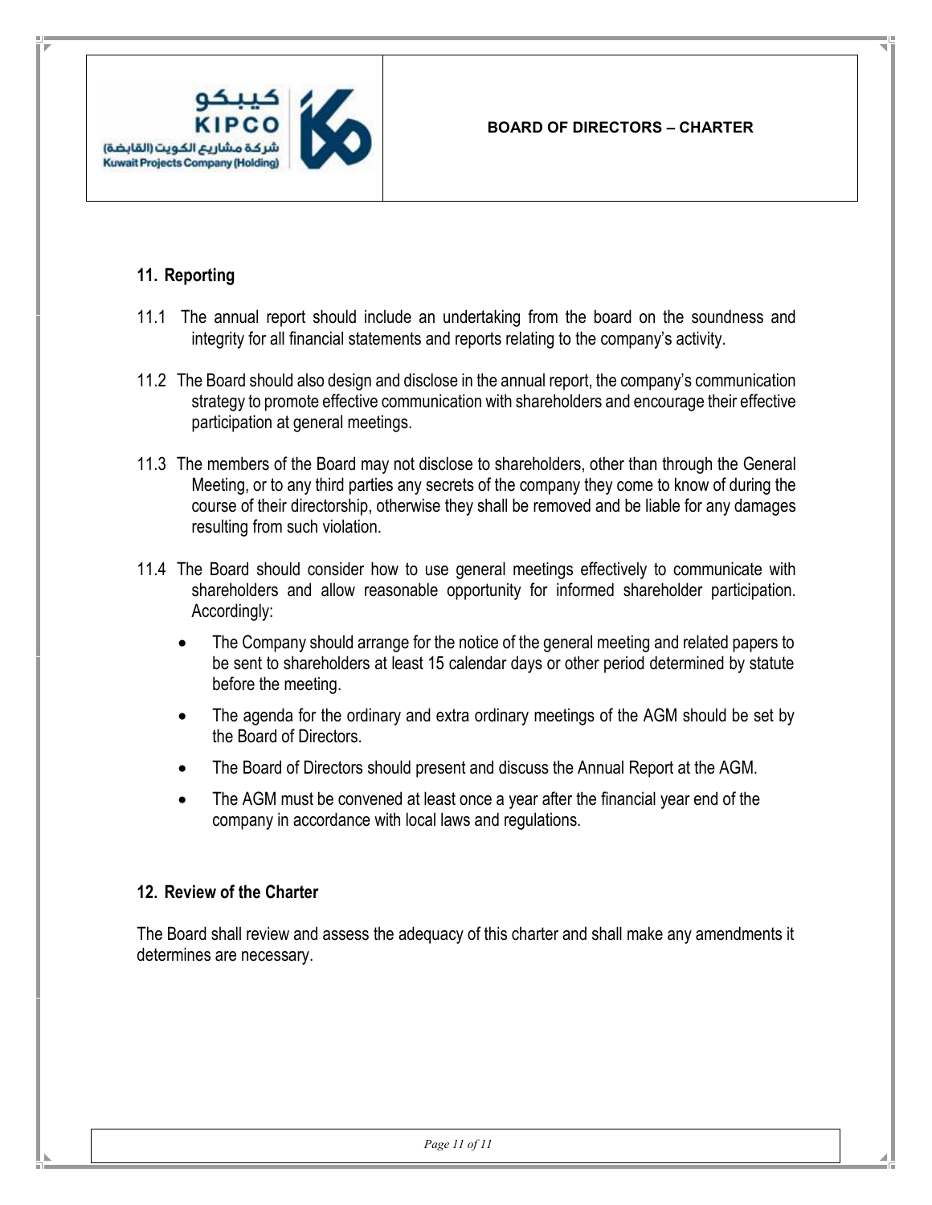## 11. Reporting

11.1 The annual report should include an undertaking from the board on the soundness and integrity for all financial statements and reports relating to the company's activity.

11.2 The Board should also design and disclose in the annual report, the company's communication strategy to promote effective communication with shareholders and encourage their effective participation at general meetings.

11.3 The members of the Board may not disclose to shareholders, other than through the General Meeting, or to any third parties any secrets of the company they come to know of during the course of their directorship, otherwise they shall be removed and be liable for any damages resulting from such violation.

11.4 The Board should consider how to use general meetings effectively to communicate with shareholders and allow reasonable opportunity for informed shareholder participation. Accordingly:

- The Company should arrange for the notice of the general meeting and related papers to be sent to shareholders at least 15 calendar days or other period determined by statute before the meeting.
- The agenda for the ordinary and extra ordinary meetings of the AGM should be set by the Board of Directors.
- The Board of Directors should present and discuss the Annual Report at the AGM.
- The AGM must be convened at least once a year after the financial year end of the company in accordance with local laws and regulations.

## 12. Review of the Charter

The Board shall review and assess the adequacy of this charter and shall make any amendments it determines are necessary.